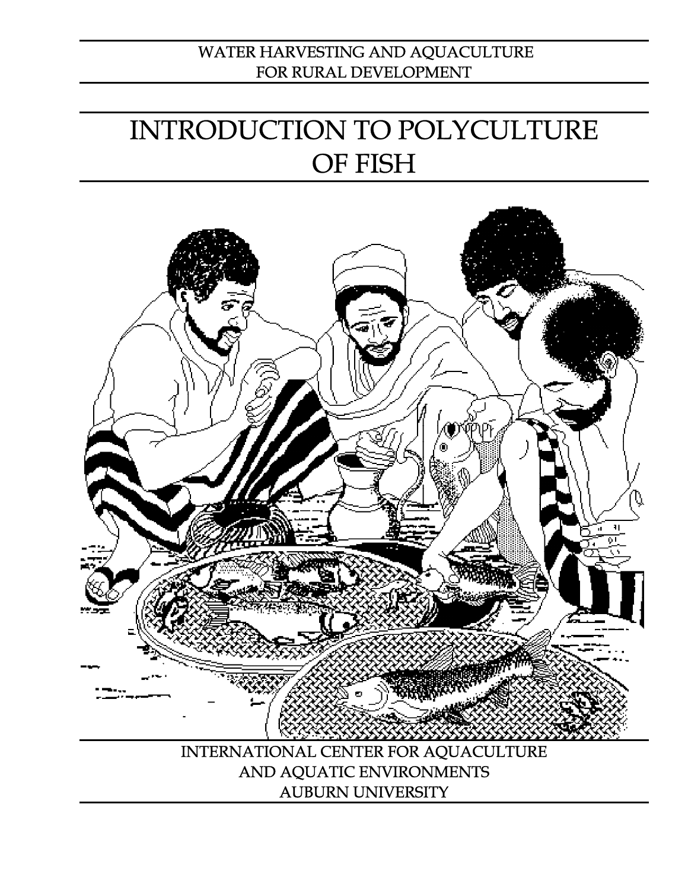WATER HARVESTING AND AQUACULTURE FOR RURAL DEVELOPMENT

# INTRODUCTION TO POLYCULTURE OF FISH

INTERNATIONAL CENTER FOR AQUACULTURE AND AQUATIC ENVIRONMENTS
AUBURN UNIVERSITY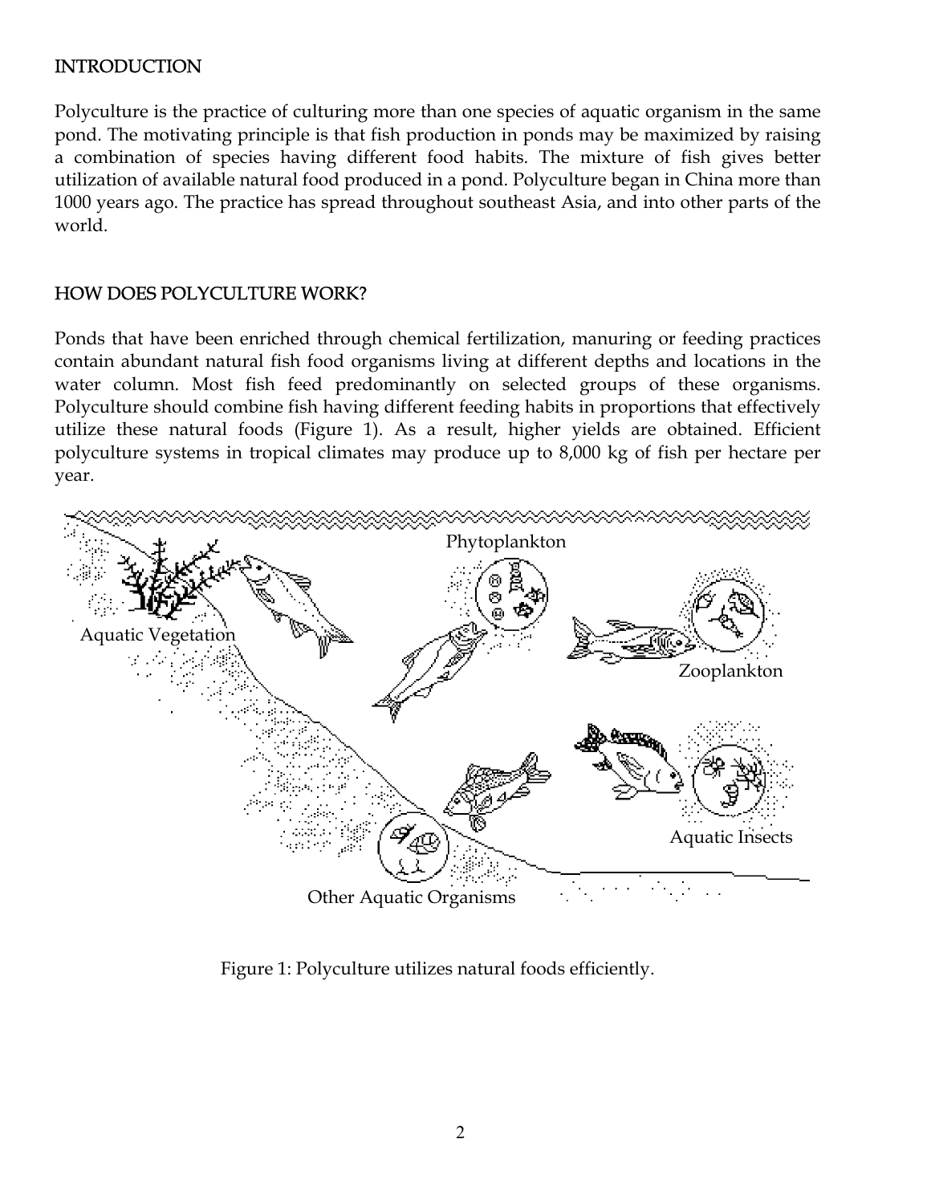## INTRODUCTION

Polyculture is the practice of culturing more than one species of aquatic organism in the same pond. The motivating principle is that fish production in ponds may be maximized by raising a combination of species having different food habits. The mixture of fish gives better utilization of available natural food produced in a pond. Polyculture began in China more than 1000 years ago. The practice has spread throughout southeast Asia, and into other parts of the world.

## HOW DOES POLYCULTURE WORK?

Ponds that have been enriched through chemical fertilization, manuring or feeding practices contain abundant natural fish food organisms living at different depths and locations in the water column. Most fish feed predominantly on selected groups of these organisms. Polyculture should combine fish having different feeding habits in proportions that effectively utilize these natural foods (Figure 1). As a result, higher yields are obtained. Efficient polyculture systems in tropical climates may produce up to 8,000 kg of fish per hectare per year.

Phytoplankton

Aquatic Vegetation

Zooplankton

Aquatic Insects

Other Aquatic Organisms

Figure 1: Polyculture utilizes natural foods efficiently.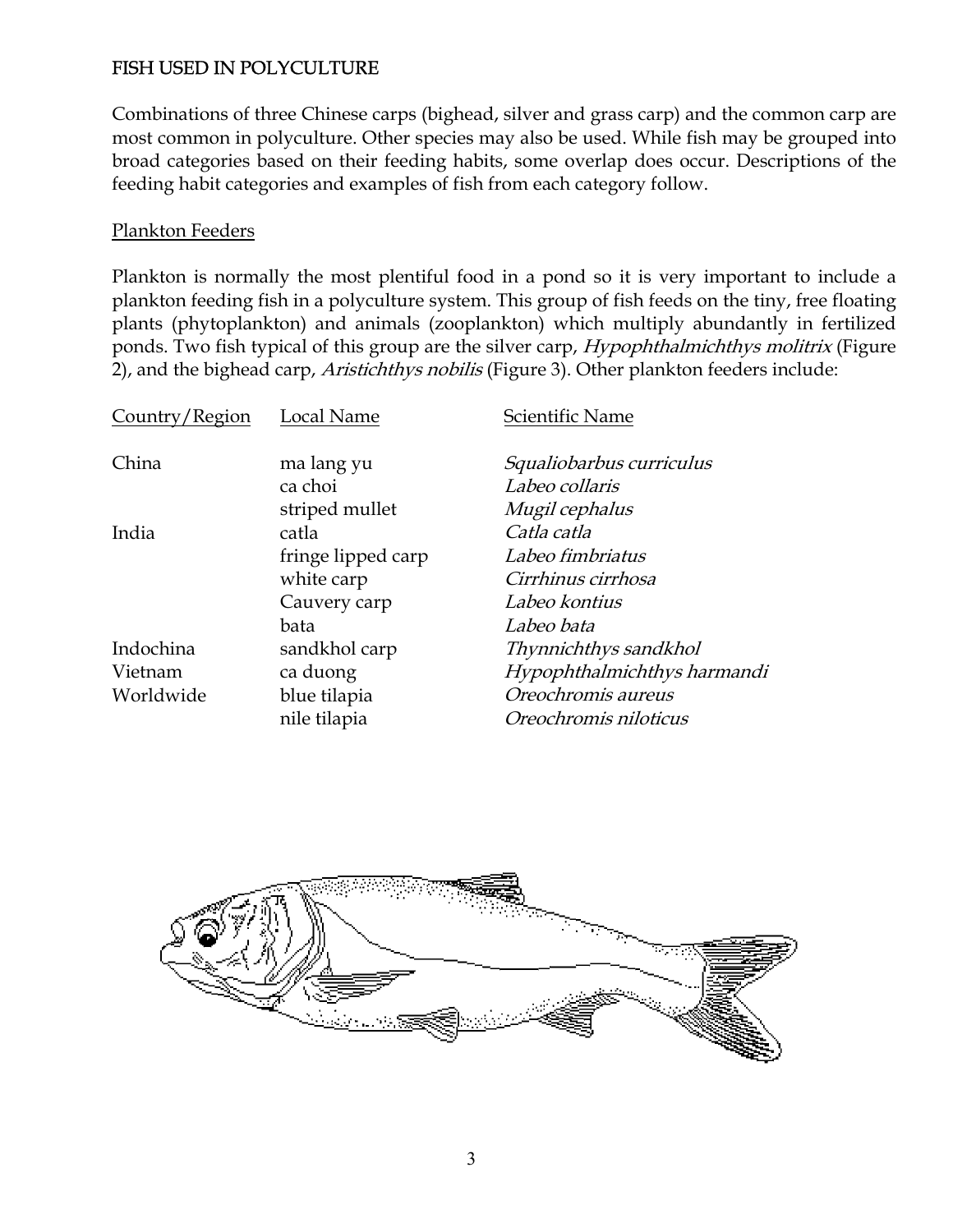FISH USED IN POLYCULTURE

Combinations of three Chinese carps (bighead, silver and grass carp) and the common carp are most common in polyculture. Other species may also be used. While fish may be grouped into broad categories based on their feeding habits, some overlap does occur. Descriptions of the feeding habit categories and examples of fish from each category follow.

Plankton Feeders

Plankton is normally the most plentiful food in a pond so it is very important to include a plankton feeding fish in a polyculture system. This group of fish feeds on the tiny, free floating plants (phytoplankton) and animals (zooplankton) which multiply abundantly in fertilized ponds. Two fish typical of this group are the silver carp, *Hypophthalmichthys molitrix* (Figure 2), and the bighead carp, *Aristichthys nobilis* (Figure 3). Other plankton feeders include:

| Country/Region | Local Name | Scientific Name |
|---|---|---|
| China | ma lang yu | *Squaliobarbus curriculus* |
| | ca choi | *Labeo collaris* |
| | striped mullet | *Mugil cephalus* |
| India | catla | *Catla catla* |
| | fringe lipped carp | *Labeo fimbriatus* |
| | white carp | *Cirrhinus cirrhosa* |
| | Cauvery carp | *Labeo kontius* |
| | bata | *Labeo bata* |
| Indochina | sandkhol carp | *Thynnichthys sandkhol* |
| Vietnam | ca duong | *Hypophthalmichthys harmandi* |
| Worldwide | blue tilapia | *Oreochromis aureus* |
| | nile tilapia | *Oreochromis niloticus* |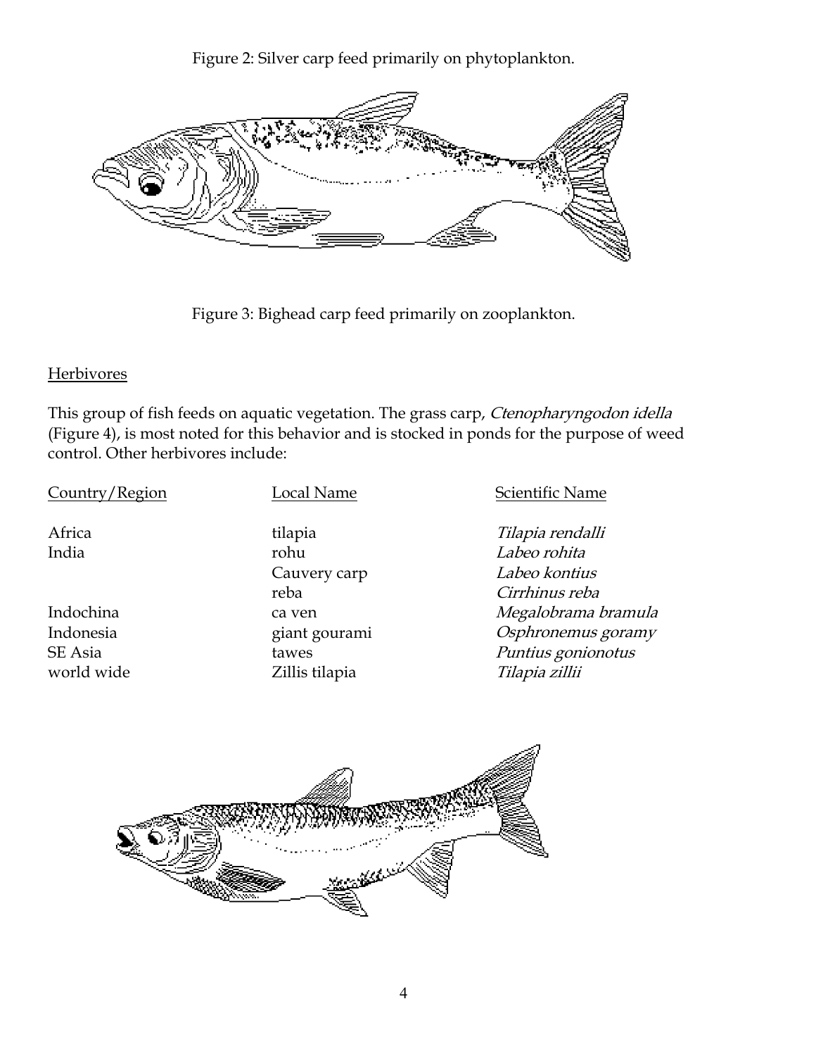Figure 2: Silver carp feed primarily on phytoplankton.

Figure 3: Bighead carp feed primarily on zooplankton.

## Herbivores

This group of fish feeds on aquatic vegetation. The grass carp, *Ctenopharyngodon idella* (Figure 4), is most noted for this behavior and is stocked in ponds for the purpose of weed control. Other herbivores include:

| Country/Region | Local Name | Scientific Name |
| --- | --- | --- |
| Africa | tilapia | *Tilapia rendalli* |
| India | rohu | *Labeo rohita* |
| | Cauvery carp | *Labeo kontius* |
| | reba | *Cirrhinus reba* |
| Indochina | ca ven | *Megalobrama bramula* |
| Indonesia | giant gourami | *Osphronemus goramy* |
| SE Asia | tawes | *Puntius gonionotus* |
| world wide | Zillis tilapia | *Tilapia zillii* |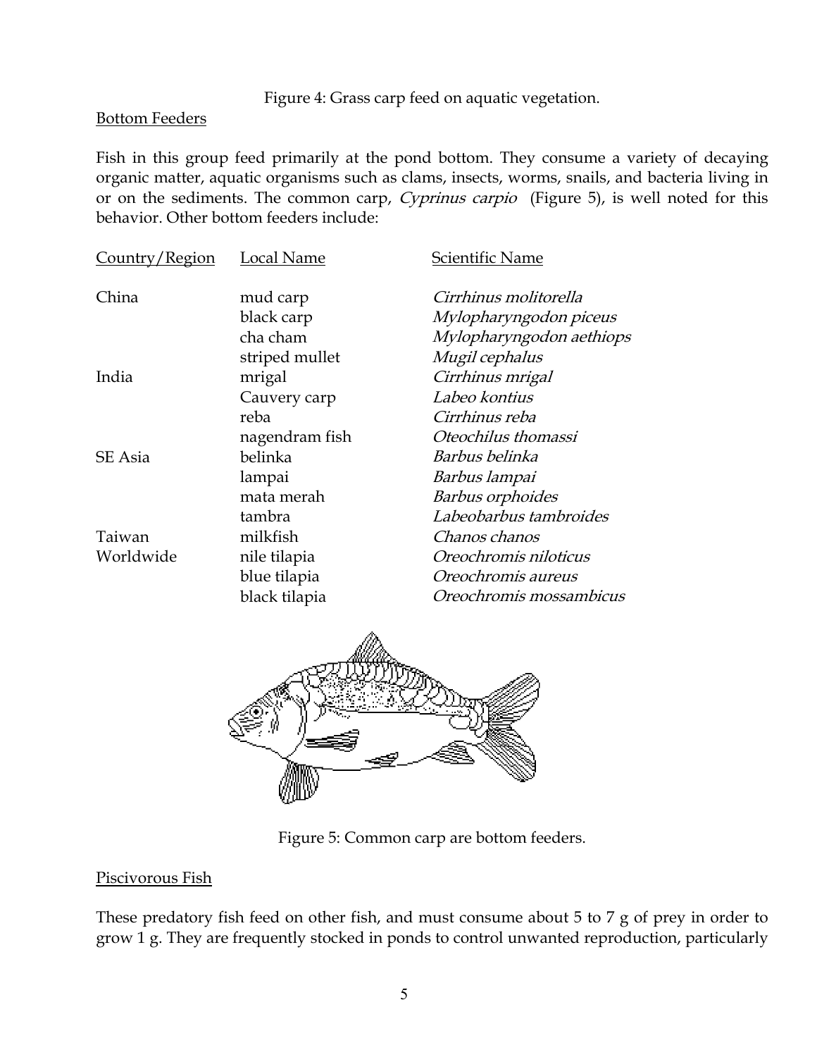Figure 4: Grass carp feed on aquatic vegetation.

## Bottom Feeders

Fish in this group feed primarily at the pond bottom. They consume a variety of decaying organic matter, aquatic organisms such as clams, insects, worms, snails, and bacteria living in or on the sediments. The common carp, *Cyprinus carpio* (Figure 5), is well noted for this behavior. Other bottom feeders include:

| Country/Region | Local Name | Scientific Name |
| --- | --- | --- |
| China | mud carp | *Cirrhinus molitorella* |
| | black carp | *Mylopharyngodon piceus* |
| | cha cham | *Mylopharyngodon aethiops* |
| | striped mullet | *Mugil cephalus* |
| India | mrigal | *Cirrhinus mrigal* |
| | Cauvery carp | *Labeo kontius* |
| | reba | *Cirrhinus reba* |
| | nagendram fish | *Oteochilus thomassi* |
| SE Asia | belinka | *Barbus belinka* |
| | lampai | *Barbus lampai* |
| | mata merah | *Barbus orphoides* |
| | tambra | *Labeobarbus tambroides* |
| Taiwan | milkfish | *Chanos chanos* |
| Worldwide | nile tilapia | *Oreochromis niloticus* |
| | blue tilapia | *Oreochromis aureus* |
| | black tilapia | *Oreochromis mossambicus* |

Figure 5: Common carp are bottom feeders.

## Piscivorous Fish

These predatory fish feed on other fish, and must consume about 5 to 7 g of prey in order to grow 1 g. They are frequently stocked in ponds to control unwanted reproduction, particularly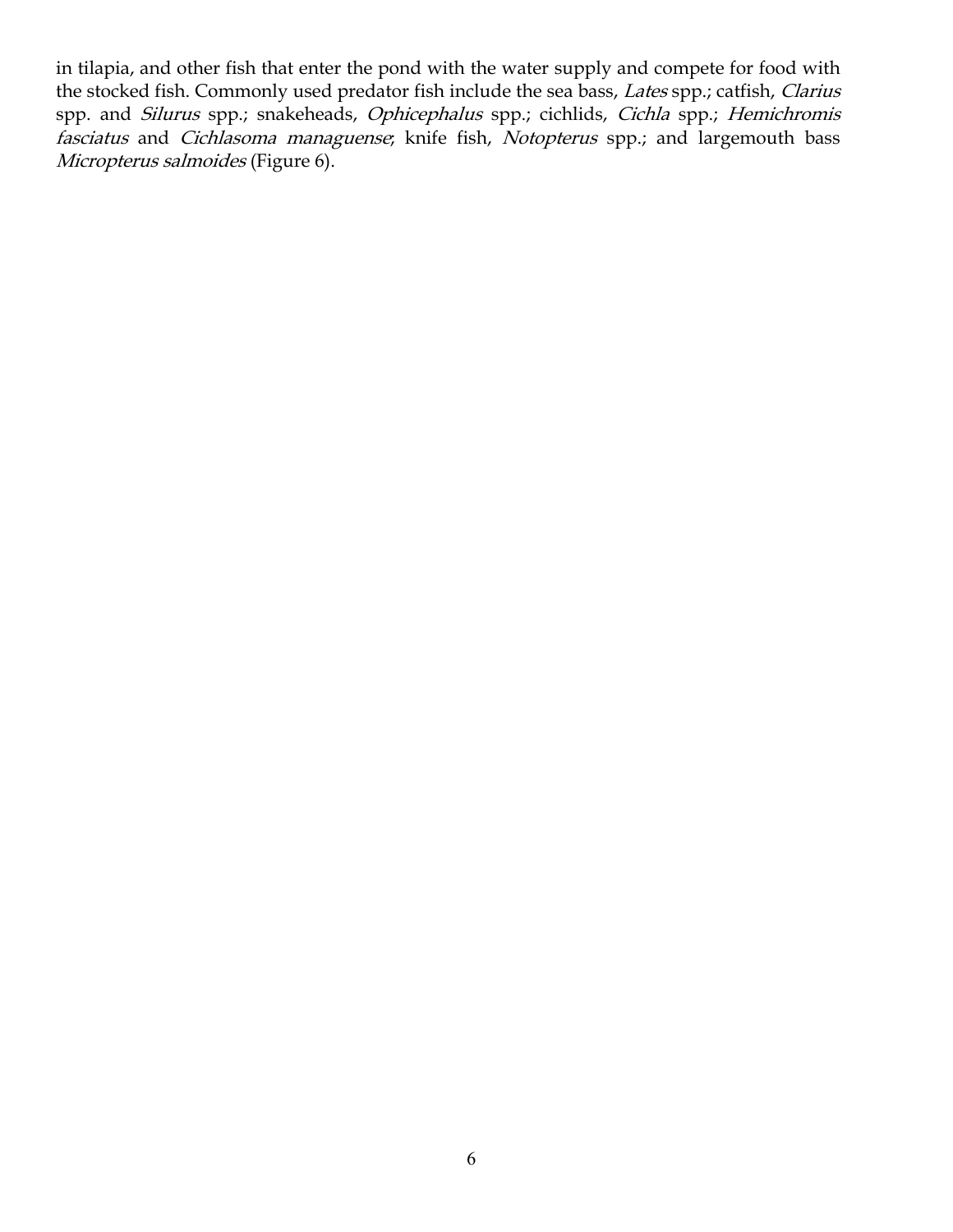in tilapia, and other fish that enter the pond with the water supply and compete for food with the stocked fish. Commonly used predator fish include the sea bass, *Lates* spp.; catfish, *Clarius* spp. and *Silurus* spp.; snakeheads, *Ophicephalus* spp.; cichlids, *Cichla* spp.; *Hemichromis fasciatus* and *Cichlasoma managuense*; knife fish, *Notopterus* spp.; and largemouth bass *Micropterus salmoides* (Figure 6).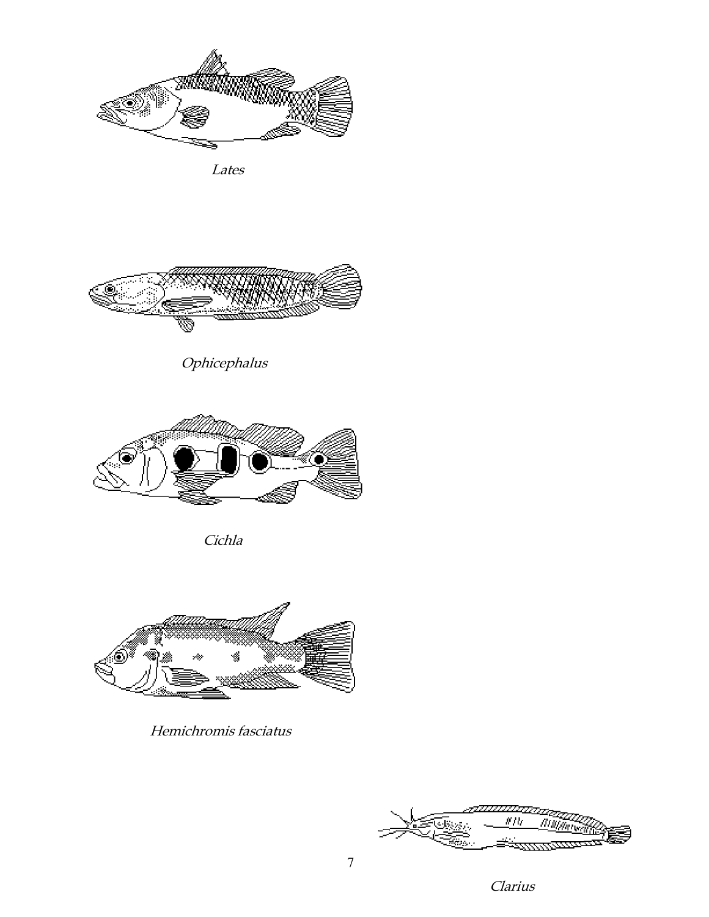*Lates*

*Ophicephalus*

*Cichla*

*Hemichromis fasciatus*

*Clarius*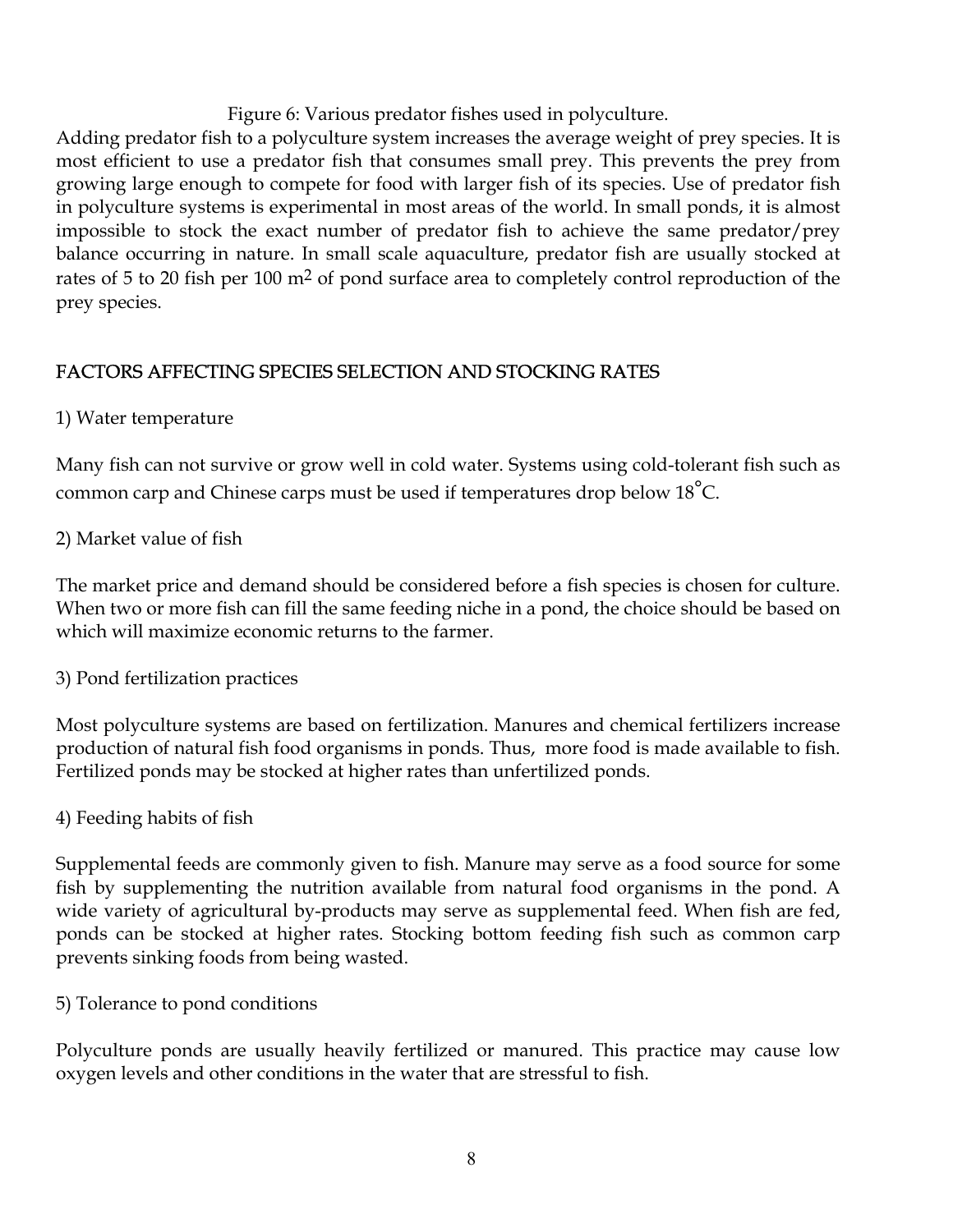Figure 6: Various predator fishes used in polyculture.

Adding predator fish to a polyculture system increases the average weight of prey species. It is most efficient to use a predator fish that consumes small prey. This prevents the prey from growing large enough to compete for food with larger fish of its species. Use of predator fish in polyculture systems is experimental in most areas of the world. In small ponds, it is almost impossible to stock the exact number of predator fish to achieve the same predator/prey balance occurring in nature. In small scale aquaculture, predator fish are usually stocked at rates of 5 to 20 fish per 100 $m^2$ of pond surface area to completely control reproduction of the prey species.

## FACTORS AFFECTING SPECIES SELECTION AND STOCKING RATES

1) Water temperature

Many fish can not survive or grow well in cold water. Systems using cold-tolerant fish such as common carp and Chinese carps must be used if temperatures drop below 18°C.

2) Market value of fish

The market price and demand should be considered before a fish species is chosen for culture. When two or more fish can fill the same feeding niche in a pond, the choice should be based on which will maximize economic returns to the farmer.

3) Pond fertilization practices

Most polyculture systems are based on fertilization. Manures and chemical fertilizers increase production of natural fish food organisms in ponds. Thus, more food is made available to fish. Fertilized ponds may be stocked at higher rates than unfertilized ponds.

4) Feeding habits of fish

Supplemental feeds are commonly given to fish. Manure may serve as a food source for some fish by supplementing the nutrition available from natural food organisms in the pond. A wide variety of agricultural by-products may serve as supplemental feed. When fish are fed, ponds can be stocked at higher rates. Stocking bottom feeding fish such as common carp prevents sinking foods from being wasted.

5) Tolerance to pond conditions

Polyculture ponds are usually heavily fertilized or manured. This practice may cause low oxygen levels and other conditions in the water that are stressful to fish.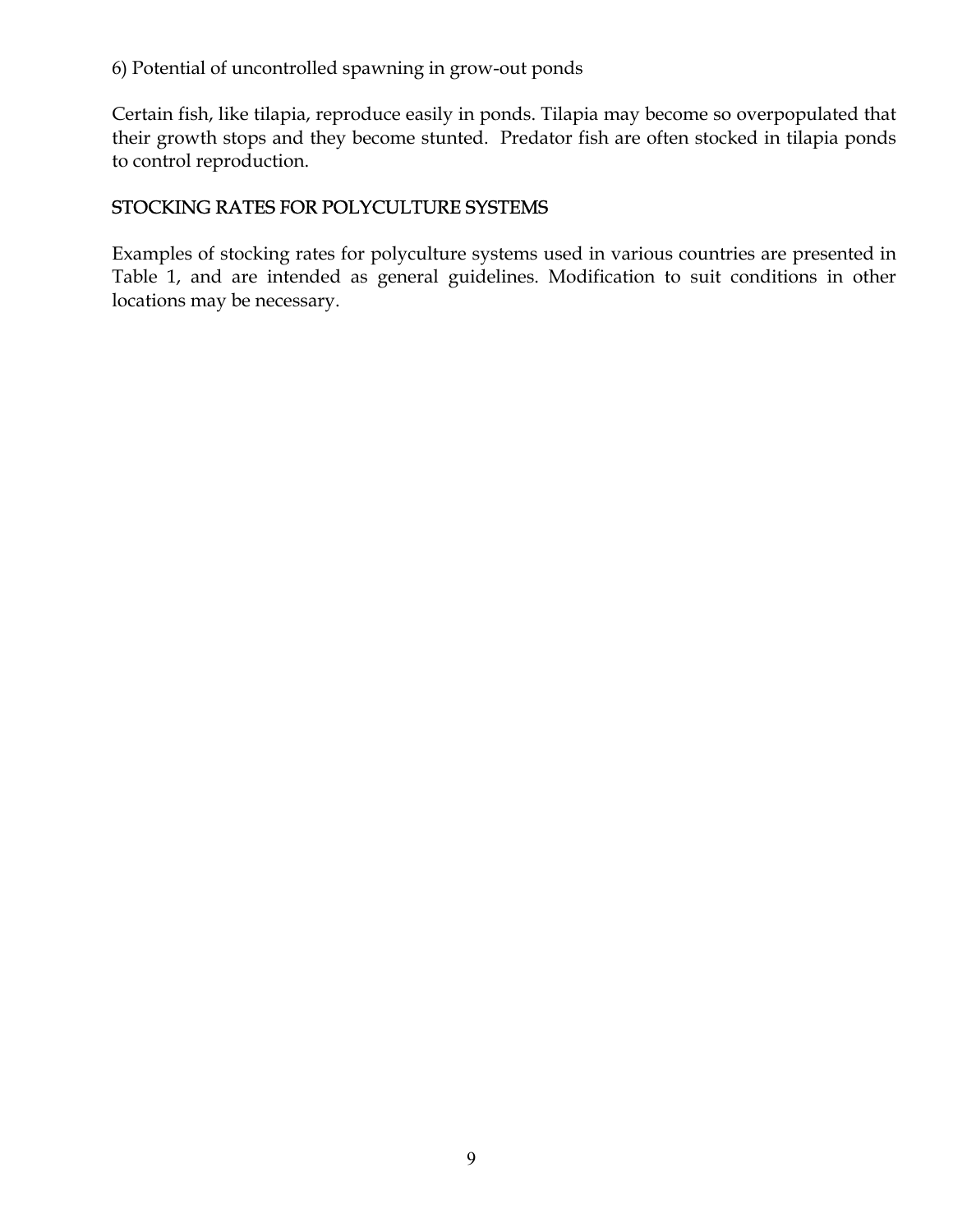6) Potential of uncontrolled spawning in grow-out ponds

Certain fish, like tilapia, reproduce easily in ponds. Tilapia may become so overpopulated that their growth stops and they become stunted. Predator fish are often stocked in tilapia ponds to control reproduction.

## STOCKING RATES FOR POLYCULTURE SYSTEMS

Examples of stocking rates for polyculture systems used in various countries are presented in Table 1, and are intended as general guidelines. Modification to suit conditions in other locations may be necessary.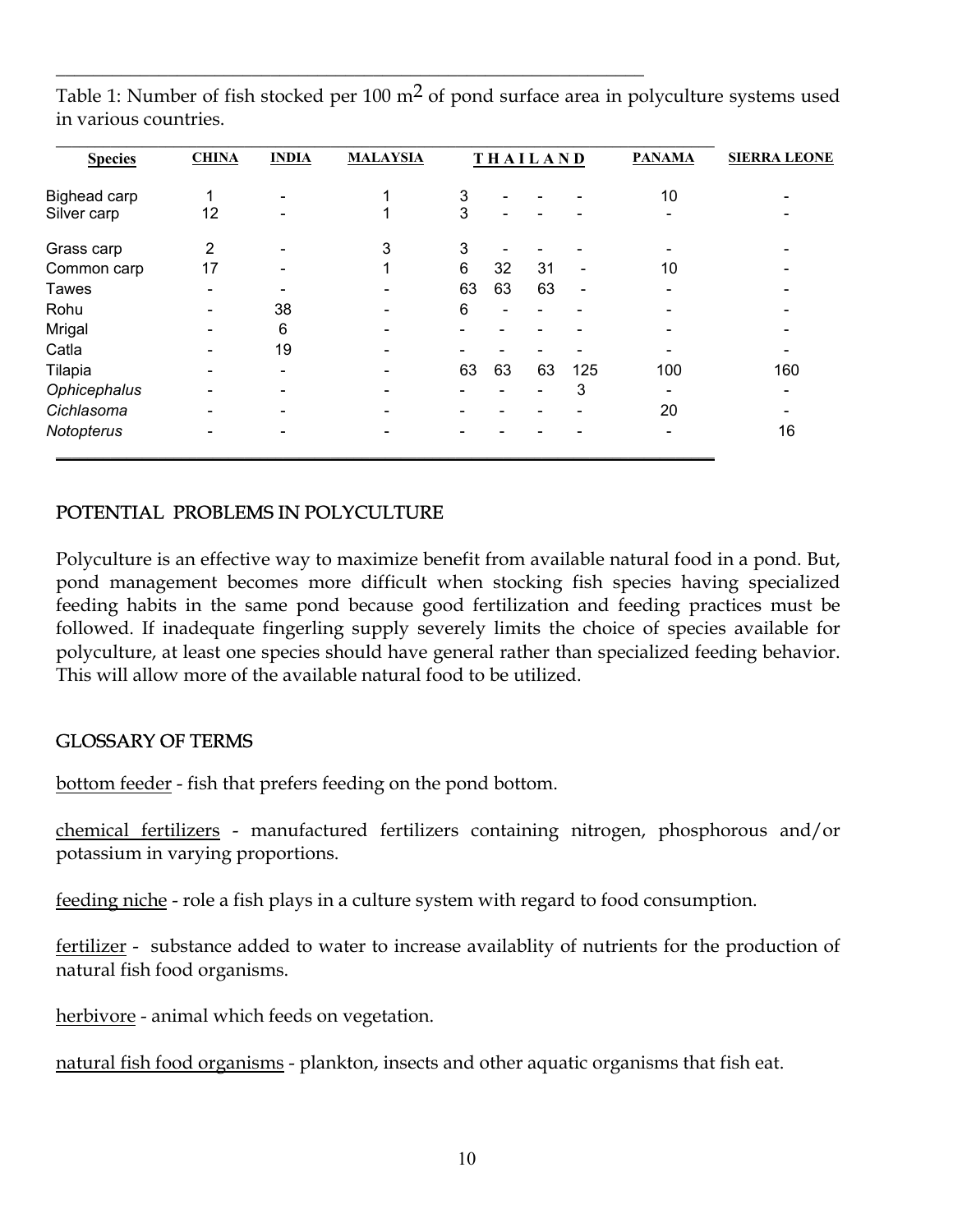Table 1: Number of fish stocked per 100 $m^2$ of pond surface area in polyculture systems used in various countries.

| Species | CHINA | INDIA | MALAYSIA | THAILAND | | | | PANAMA | SIERRA LEONE |
|---|---|---|---|---|---|---|---|---|---|
| Bighead carp | 1 | - | 1 | 3 | - | - | - | 10 | - |
| Silver carp | 12 | - | 1 | 3 | - | - | - | - | - |
| Grass carp | 2 | - | 3 | 3 | - | - | - | - | - |
| Common carp | 17 | - | 1 | 6 | 32 | 31 | - | 10 | - |
| Tawes | - | - | - | 63 | 63 | 63 | - | - | - |
| Rohu | - | 38 | - | 6 | - | - | - | - | - |
| Mrigal | - | 6 | - | - | - | - | - | - | - |
| Catla | - | 19 | - | - | - | - | - | - | - |
| Tilapia | - | - | - | 63 | 63 | 63 | 125 | 100 | 160 |
| *Ophicephalus* | - | - | - | - | - | - | 3 | - | - |
| *Cichlasoma* | - | - | - | - | - | - | - | 20 | - |
| *Notopterus* | - | - | - | - | - | - | - | - | 16 |

## POTENTIAL PROBLEMS IN POLYCULTURE

Polyculture is an effective way to maximize benefit from available natural food in a pond. But, pond management becomes more difficult when stocking fish species having specialized feeding habits in the same pond because good fertilization and feeding practices must be followed. If inadequate fingerling supply severely limits the choice of species available for polyculture, at least one species should have general rather than specialized feeding behavior. This will allow more of the available natural food to be utilized.

## GLOSSARY OF TERMS

bottom feeder - fish that prefers feeding on the pond bottom.

chemical fertilizers - manufactured fertilizers containing nitrogen, phosphorous and/or potassium in varying proportions.

feeding niche - role a fish plays in a culture system with regard to food consumption.

fertilizer - substance added to water to increase availablity of nutrients for the production of natural fish food organisms.

herbivore - animal which feeds on vegetation.

natural fish food organisms - plankton, insects and other aquatic organisms that fish eat.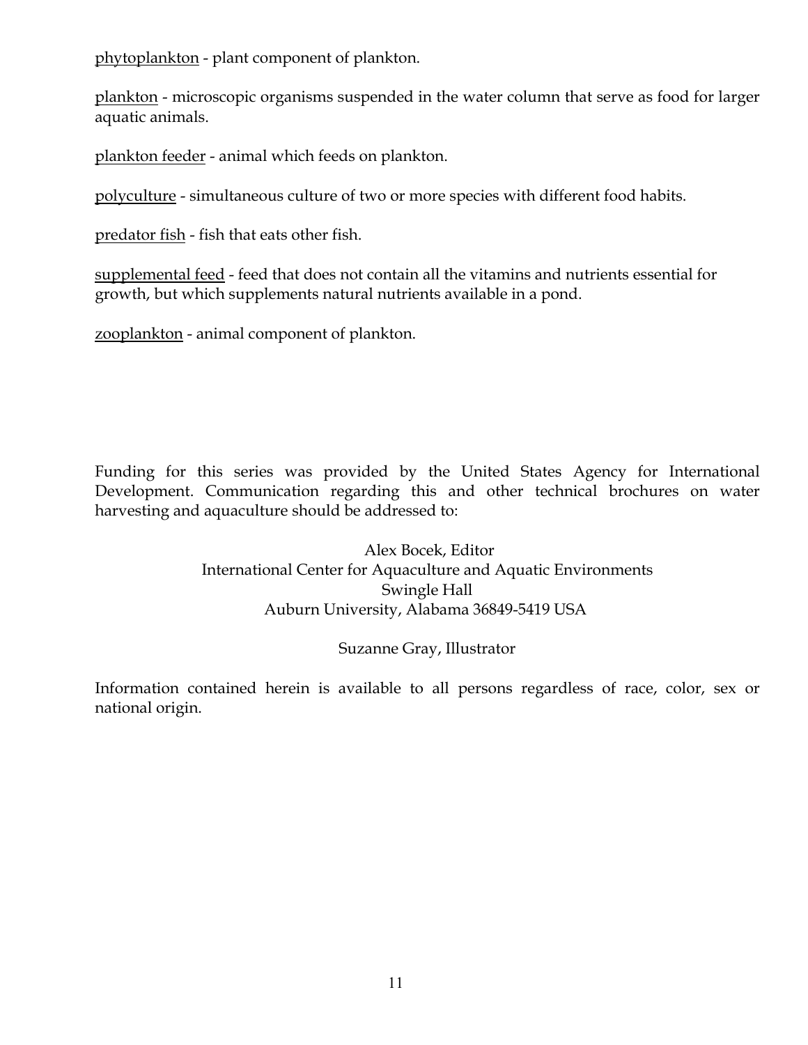<u>phytoplankton</u> - plant component of plankton.

<u>plankton</u> - microscopic organisms suspended in the water column that serve as food for larger aquatic animals.

<u>plankton feeder</u> - animal which feeds on plankton.

<u>polyculture</u> - simultaneous culture of two or more species with different food habits.

<u>predator fish</u> - fish that eats other fish.

<u>supplemental feed</u> - feed that does not contain all the vitamins and nutrients essential for growth, but which supplements natural nutrients available in a pond.

<u>zooplankton</u> - animal component of plankton.

Funding for this series was provided by the United States Agency for International Development. Communication regarding this and other technical brochures on water harvesting and aquaculture should be addressed to:

Alex Bocek, Editor
International Center for Aquaculture and Aquatic Environments
Swingle Hall
Auburn University, Alabama 36849-5419 USA

Suzanne Gray, Illustrator

Information contained herein is available to all persons regardless of race, color, sex or national origin.